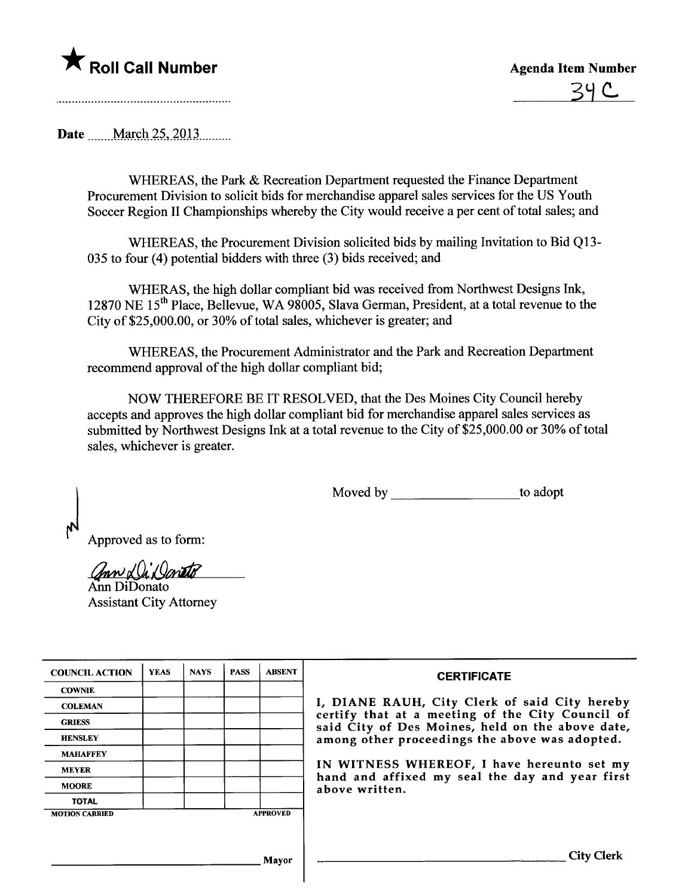★ **Roll Call Number**

**Agenda Item Number**

34C

Date March 25, 2013

WHEREAS, the Park & Recreation Department requested the Finance Department Procurement Division to solicit bids for merchandise apparel sales services for the US Youth Soccer Region II Championships whereby the City would receive a per cent of total sales; and

WHEREAS, the Procurement Division solicited bids by mailing Invitation to Bid Q13-035 to four (4) potential bidders with three (3) bids received; and

WHERAS, the high dollar compliant bid was received from Northwest Designs Ink, 12870 NE 15th Place, Bellevue, WA 98005, Slava German, President, at a total revenue to the City of $25,000.00, or 30% of total sales, whichever is greater; and

WHEREAS, the Procurement Administrator and the Park and Recreation Department recommend approval of the high dollar compliant bid;

NOW THEREFORE BE IT RESOLVED, that the Des Moines City Council hereby accepts and approves the high dollar compliant bid for merchandise apparel sales services as submitted by Northwest Designs Ink at a total revenue to the City of $25,000.00 or 30% of total sales, whichever is greater.

Moved by ____________________ to adopt

Approved as to form:

Ann DiDonato
Assistant City Attorney

| COUNCIL ACTION | YEAS | NAYS | PASS | ABSENT |
| --- | --- | --- | --- | --- |
| COWNIE | | | | |
| COLEMAN | | | | |
| GRIESS | | | | |
| HENSLEY | | | | |
| MAHAFFEY | | | | |
| MEYER | | | | |
| MOORE | | | | |
| TOTAL | | | | |

MOTION CARRIED APPROVED

____________________ Mayor

**CERTIFICATE**

I, DIANE RAUH, City Clerk of said City hereby certify that at a meeting of the City Council of said City of Des Moines, held on the above date, among other proceedings the above was adopted.

IN WITNESS WHEREOF, I have hereunto set my hand and affixed my seal the day and year first above written.

____________________ City Clerk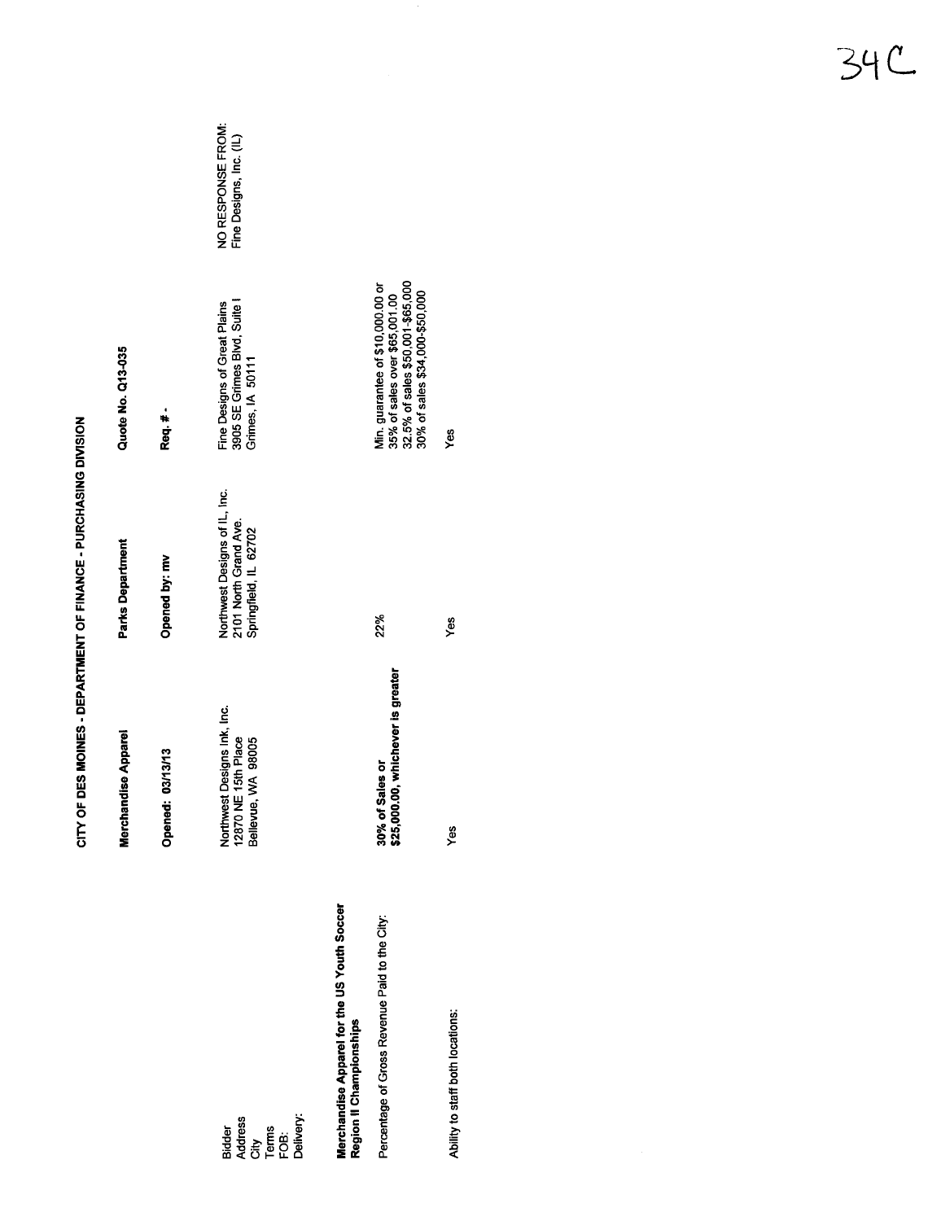34C

CITY OF DES MOINES - DEPARTMENT OF FINANCE - PURCHASING DIVISION

| | | | | |
|---|---|---|---|---|
| | **Merchandise Apparel** | **Parks Department** | **Quote No. Q13-035** | |
| | **Opened: 03/13/13** | **Opened by: mv** | **Req. # -** | |
| Bidder<br>Address<br>City<br>Terms<br>FOB:<br>Delivery: | Northwest Designs Ink, Inc.<br>12870 NE 15th Place<br>Bellevue, WA 98005 | Northwest Designs of IL, Inc.<br>2101 North Grand Ave.<br>Springfield, IL 62702 | Fine Designs of Great Plains<br>3905 SE Grimes Blvd, Suite I<br>Grimes, IA 50111 | NO RESPONSE FROM:<br>Fine Designs, Inc. (IL) |
| **Merchandise Apparel for the US Youth Soccer Region II Championships** | | | | |
| Percentage of Gross Revenue Paid to the City: | **30% of Sales or<br>$25,000.00, whichever is greater** | 22% | Min. guarantee of $10,000.00 or<br>35% of sales over $65,001.00<br>32.5% of sales $50,001-$65,000<br>30% of sales $34,000-$50,000 | |
| Ability to staff both locations: | Yes | Yes | Yes | |